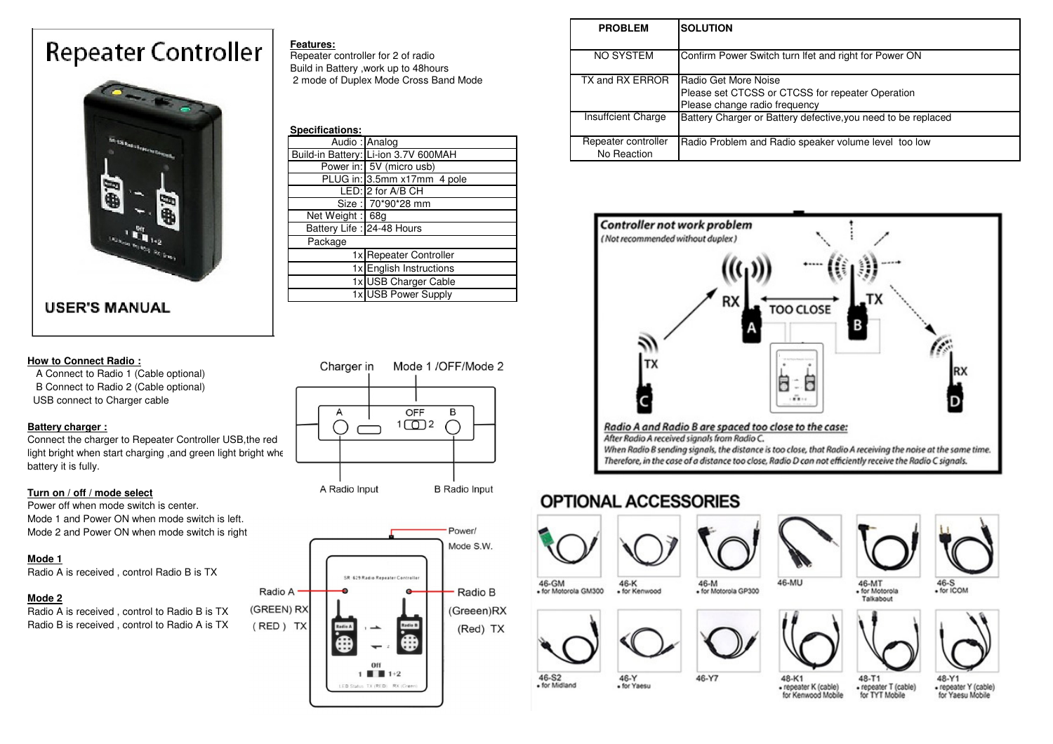# Repeater Controller

## USER'S MANUAL

**Features:**

Repeater controller for 2 of radio
Build in Battery ,work up to 48hours
2 mode of Duplex Mode Cross Band Mode

**Specifications:**

| | |
|---|---|
| Audio : | Analog |
| Build-in Battery: | Li-ion 3.7V 600MAH |
| Power in: | 5V (micro usb) |
| PLUG in: | 3.5mm x17mm 4 pole |
| LED: | 2 for A/B CH |
| Size : | 70*90*28 mm |
| Net Weight : | 68g |
| Battery Life : | 24-48 Hours |
| Package | |
| 1x | Repeater Controller |
| 1x | English Instructions |
| 1x | USB Charger Cable |
| 1x | USB Power Supply |

| PROBLEM | SOLUTION |
|---|---|
| NO SYSTEM | Confirm Power Switch turn lfet and right for Power ON |
| TX and RX ERROR | Radio Get More Noise<br>Please set CTCSS or CTCSS for repeater Operation<br>Please change radio frequency |
| Insuffcient Charge | Battery Charger or Battery defective,you need to be replaced |
| Repeater controller No Reaction | Radio Problem and Radio speaker volume level too low |

**How to Connect Radio :**

A Connect to Radio 1 (Cable optional)
B Connect to Radio 2 (Cable optional)
USB connect to Charger cable

**Battery charger :**

Connect the charger to Repeater Controller USB,the red light bright when start charging ,and green light bright whe battery it is fully.

**Turn on / off / mode select**

Power off when mode switch is center.
Mode 1 and Power ON when mode switch is left.
Mode 2 and Power ON when mode switch is right

**Mode 1**

Radio A is received , control Radio B is TX

**Mode 2**

Radio A is received , control to Radio B is TX
Radio B is received , control to Radio A is TX

Charger in — Mode 1 /OFF/Mode 2

A — OFF 1 2 — B

A Radio Input — B Radio Input

Power/ Mode S.W.

Radio A (GREEN) RX (RED) TX

Radio B (Green)RX (Red) TX

*Controller not work problem*
*(Not recommended without duplex)*

RX A — TOO CLOSE — B TX; TX C; RX D

*Radio A and Radio B are spaced too close to the case:*
*After Radio A received signals from Radio C.*
*When Radio B sending signals, the distance is too close, that Radio A receiving the noise at the same time.*
*Therefore, in the case of a distance too close, Radio D can not efficiently receive the Radio C signals.*

## OPTIONAL ACCESSORIES

- 46-GM • for Motorola GM300
- 46-K • for Kenwood
- 46-M • for Motorola GP300
- 46-MU
- 46-MT • for Motorola Talkabout
- 46-S • for ICOM
- 46-S2 • for Midland
- 46-Y • for Yaesu
- 46-Y7
- 48-K1 • repeater K (cable) for Kenwood Mobile
- 48-T1 • repeater T (cable) for TYT Mobile
- 48-Y1 • repeater Y (cable) for Yaesu Mobile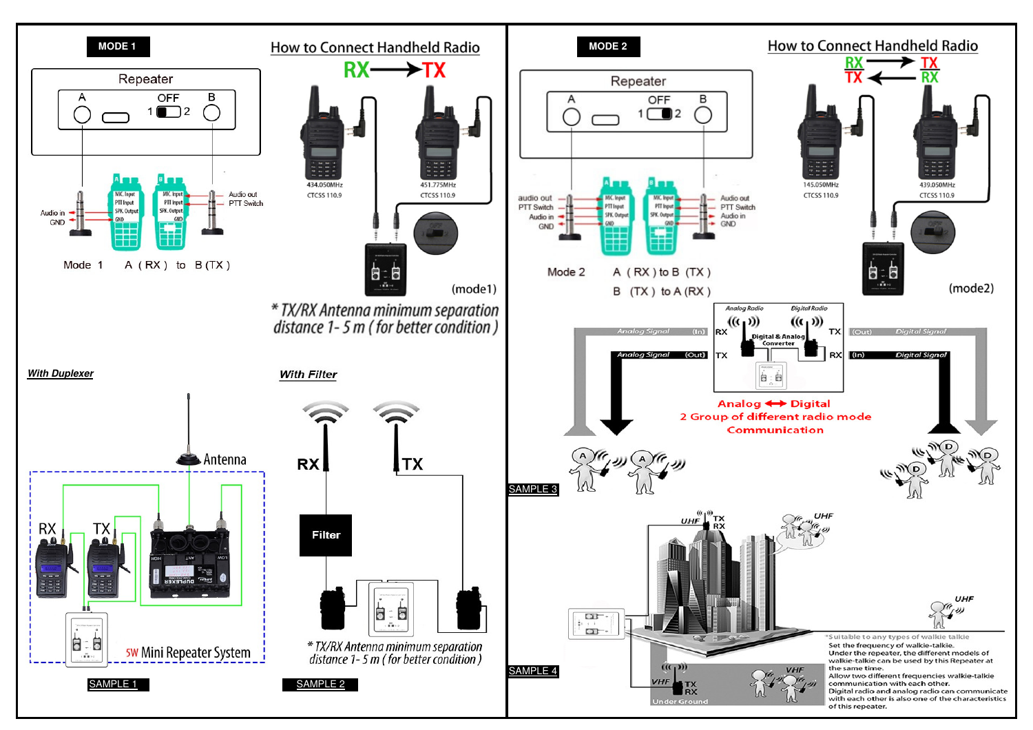MODE 1

## How to Connect Handheld Radio

RX → TX

Repeater

A OFF B

1 2

Audio in
GND

MIC Input
PTT Input
SPK. Output
GND

Audio out
PTT Switch

434.050MHz
CTCSS 110.9

451.775MHz
CTCSS 110.9

Mode 1 A ( RX ) to B (TX )

(mode1)

\* TX/RX Antenna minimum separation distance 1- 5 m ( for better condition )

**With Duplexer**

Antenna

RX TX

5W Mini Repeater System

SAMPLE 1

**With Filter**

RX TX

Filter

\* TX/RX Antenna minimum separation distance 1- 5 m ( for better condition )

SAMPLE 2

MODE 2

## How to Connect Handheld Radio

RX → TX
TX ← RX

Repeater

A OFF B

1 2

audio out
PTT Switch
Audio in
GND

MIC Input
PTT Input
SPK. Output
GND

Audio out
PTT Switch
Audio in
GND

145.050MHz
CTCSS 110.9

439.050MHz
CTCSS 110.9

Mode 2 A ( RX ) to B (TX )
B (TX ) to A (RX )

(mode2)

Analog Radio Digital Radio

RX TX

Digital & Analog Converter

TX RX

Analog Signal (In)
Analog Signal (Out)
(Out) Digital Signal
(In) Digital Signal

Analog ↔ Digital
2 Group of different radio mode Communication

SAMPLE 3

UHF TX RX

UHF

UHF

VHF TX RX

VHF

Under Ground

SAMPLE 4

\*Suitable to any types of walkie talkie
Set the frequency of walkie-talkie.
Under the repeater, the different models of walkie-talkie can be used by this Repeater at the same time.
Allow two different frequencies walkie-talkie communication with each other.
Digital radio and analog radio can communicate with each other is also one of the characteristics of this repeater.